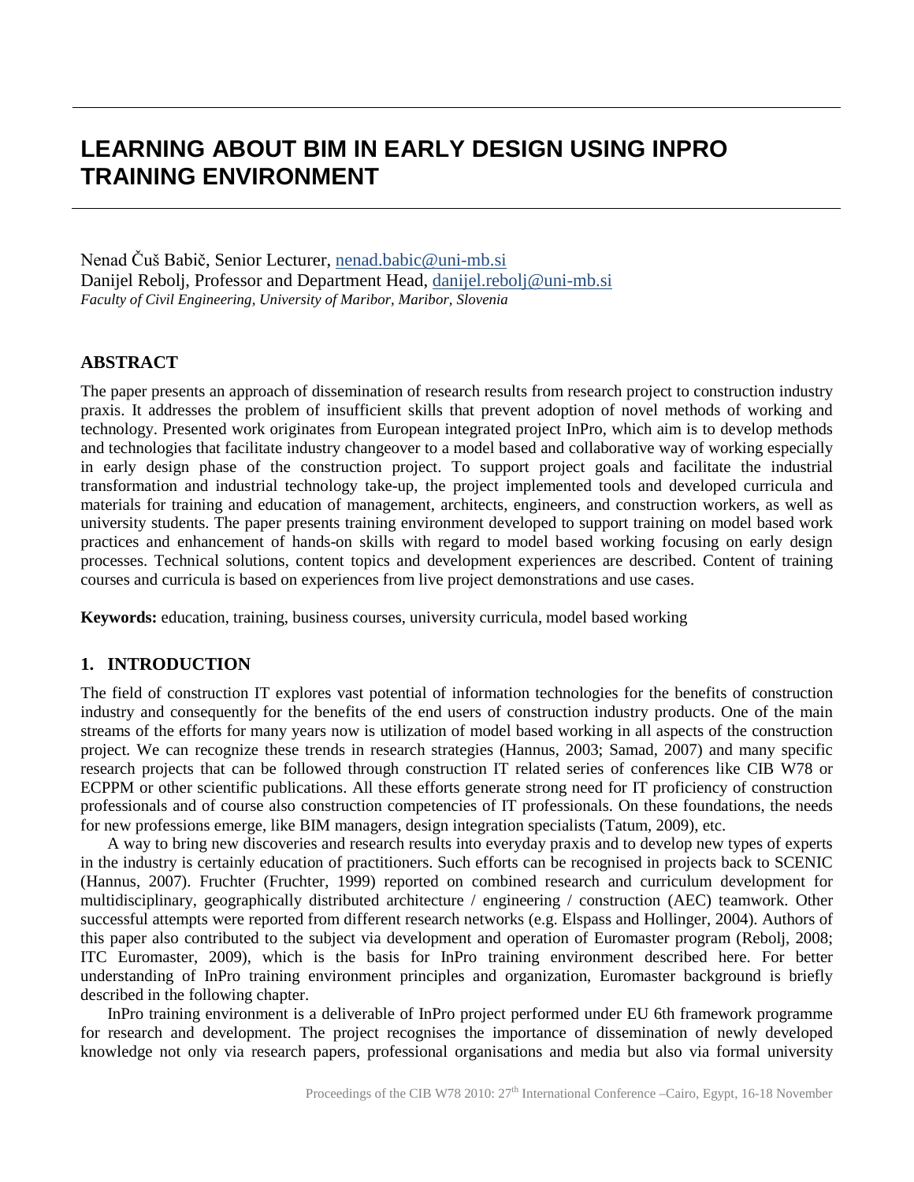# LEARNING ABOUT BIM IN EARLY DESIGN USING INPRO TRAINING ENVIRONMENT

Nenad Čuš Babič, Senior Lecturer, nenad.babic@uni-mb.si
Danijel Rebolj, Professor and Department Head, danijel.rebolj@uni-mb.si
*Faculty of Civil Engineering, University of Maribor, Maribor, Slovenia*

## ABSTRACT

The paper presents an approach of dissemination of research results from research project to construction industry praxis. It addresses the problem of insufficient skills that prevent adoption of novel methods of working and technology. Presented work originates from European integrated project InPro, which aim is to develop methods and technologies that facilitate industry changeover to a model based and collaborative way of working especially in early design phase of the construction project. To support project goals and facilitate the industrial transformation and industrial technology take-up, the project implemented tools and developed curricula and materials for training and education of management, architects, engineers, and construction workers, as well as university students. The paper presents training environment developed to support training on model based work practices and enhancement of hands-on skills with regard to model based working focusing on early design processes. Technical solutions, content topics and development experiences are described. Content of training courses and curricula is based on experiences from live project demonstrations and use cases.

**Keywords:** education, training, business courses, university curricula, model based working

## 1. INTRODUCTION

The field of construction IT explores vast potential of information technologies for the benefits of construction industry and consequently for the benefits of the end users of construction industry products. One of the main streams of the efforts for many years now is utilization of model based working in all aspects of the construction project. We can recognize these trends in research strategies (Hannus, 2003; Samad, 2007) and many specific research projects that can be followed through construction IT related series of conferences like CIB W78 or ECPPM or other scientific publications. All these efforts generate strong need for IT proficiency of construction professionals and of course also construction competencies of IT professionals. On these foundations, the needs for new professions emerge, like BIM managers, design integration specialists (Tatum, 2009), etc.

A way to bring new discoveries and research results into everyday praxis and to develop new types of experts in the industry is certainly education of practitioners. Such efforts can be recognised in projects back to SCENIC (Hannus, 2007). Fruchter (Fruchter, 1999) reported on combined research and curriculum development for multidisciplinary, geographically distributed architecture / engineering / construction (AEC) teamwork. Other successful attempts were reported from different research networks (e.g. Elspass and Hollinger, 2004). Authors of this paper also contributed to the subject via development and operation of Euromaster program (Rebolj, 2008; ITC Euromaster, 2009), which is the basis for InPro training environment described here. For better understanding of InPro training environment principles and organization, Euromaster background is briefly described in the following chapter.

InPro training environment is a deliverable of InPro project performed under EU 6th framework programme for research and development. The project recognises the importance of dissemination of newly developed knowledge not only via research papers, professional organisations and media but also via formal university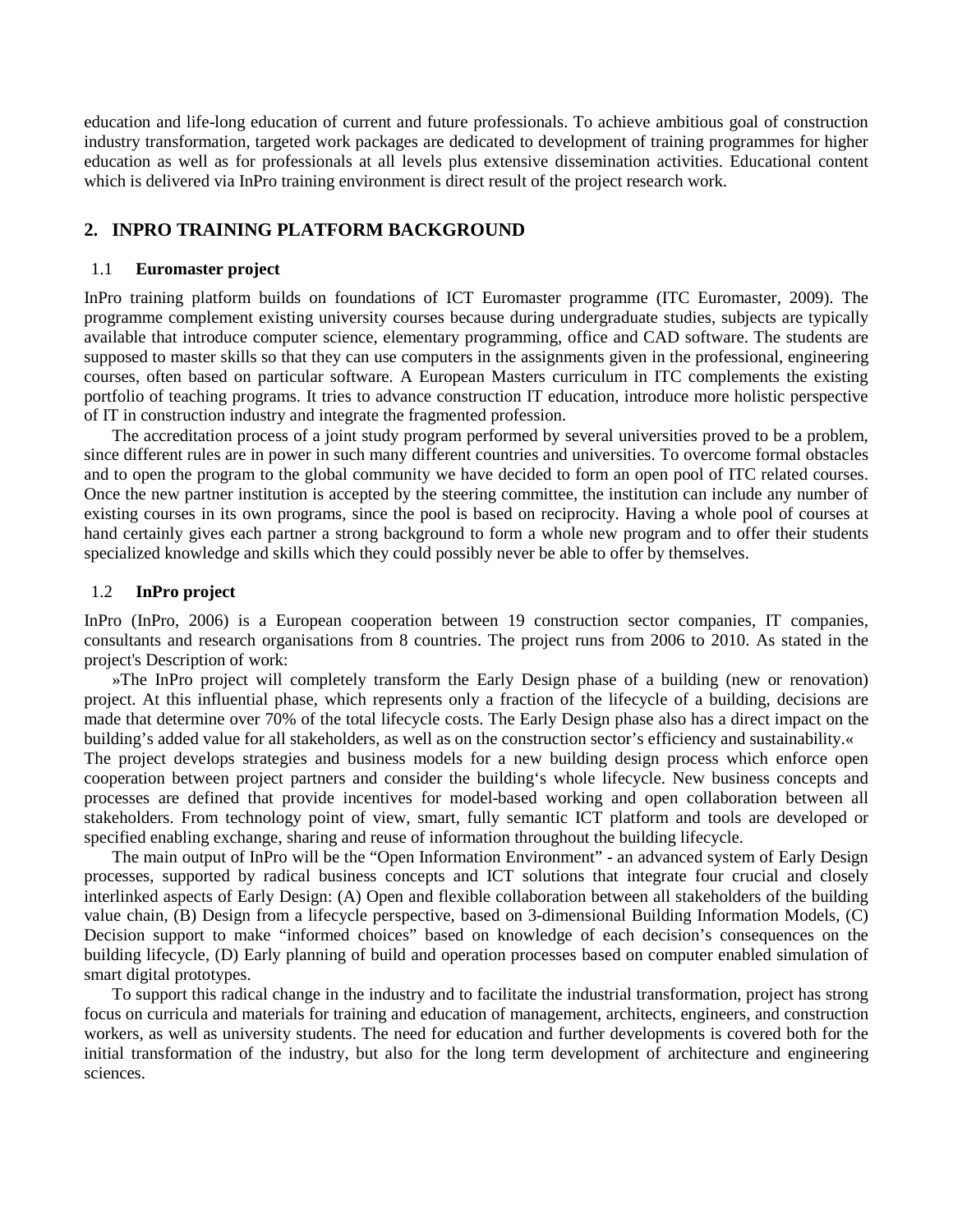education and life-long education of current and future professionals. To achieve ambitious goal of construction industry transformation, targeted work packages are dedicated to development of training programmes for higher education as well as for professionals at all levels plus extensive dissemination activities. Educational content which is delivered via InPro training environment is direct result of the project research work.

## 2. INPRO TRAINING PLATFORM BACKGROUND

### 1.1 Euromaster project

InPro training platform builds on foundations of ICT Euromaster programme (ITC Euromaster, 2009). The programme complement existing university courses because during undergraduate studies, subjects are typically available that introduce computer science, elementary programming, office and CAD software. The students are supposed to master skills so that they can use computers in the assignments given in the professional, engineering courses, often based on particular software. A European Masters curriculum in ITC complements the existing portfolio of teaching programs. It tries to advance construction IT education, introduce more holistic perspective of IT in construction industry and integrate the fragmented profession.

The accreditation process of a joint study program performed by several universities proved to be a problem, since different rules are in power in such many different countries and universities. To overcome formal obstacles and to open the program to the global community we have decided to form an open pool of ITC related courses. Once the new partner institution is accepted by the steering committee, the institution can include any number of existing courses in its own programs, since the pool is based on reciprocity. Having a whole pool of courses at hand certainly gives each partner a strong background to form a whole new program and to offer their students specialized knowledge and skills which they could possibly never be able to offer by themselves.

### 1.2 InPro project

InPro (InPro, 2006) is a European cooperation between 19 construction sector companies, IT companies, consultants and research organisations from 8 countries. The project runs from 2006 to 2010. As stated in the project's Description of work:

»The InPro project will completely transform the Early Design phase of a building (new or renovation) project. At this influential phase, which represents only a fraction of the lifecycle of a building, decisions are made that determine over 70% of the total lifecycle costs. The Early Design phase also has a direct impact on the building's added value for all stakeholders, as well as on the construction sector's efficiency and sustainability.«

The project develops strategies and business models for a new building design process which enforce open cooperation between project partners and consider the building's whole lifecycle. New business concepts and processes are defined that provide incentives for model-based working and open collaboration between all stakeholders. From technology point of view, smart, fully semantic ICT platform and tools are developed or specified enabling exchange, sharing and reuse of information throughout the building lifecycle.

The main output of InPro will be the "Open Information Environment" - an advanced system of Early Design processes, supported by radical business concepts and ICT solutions that integrate four crucial and closely interlinked aspects of Early Design: (A) Open and flexible collaboration between all stakeholders of the building value chain, (B) Design from a lifecycle perspective, based on 3-dimensional Building Information Models, (C) Decision support to make "informed choices" based on knowledge of each decision's consequences on the building lifecycle, (D) Early planning of build and operation processes based on computer enabled simulation of smart digital prototypes.

To support this radical change in the industry and to facilitate the industrial transformation, project has strong focus on curricula and materials for training and education of management, architects, engineers, and construction workers, as well as university students. The need for education and further developments is covered both for the initial transformation of the industry, but also for the long term development of architecture and engineering sciences.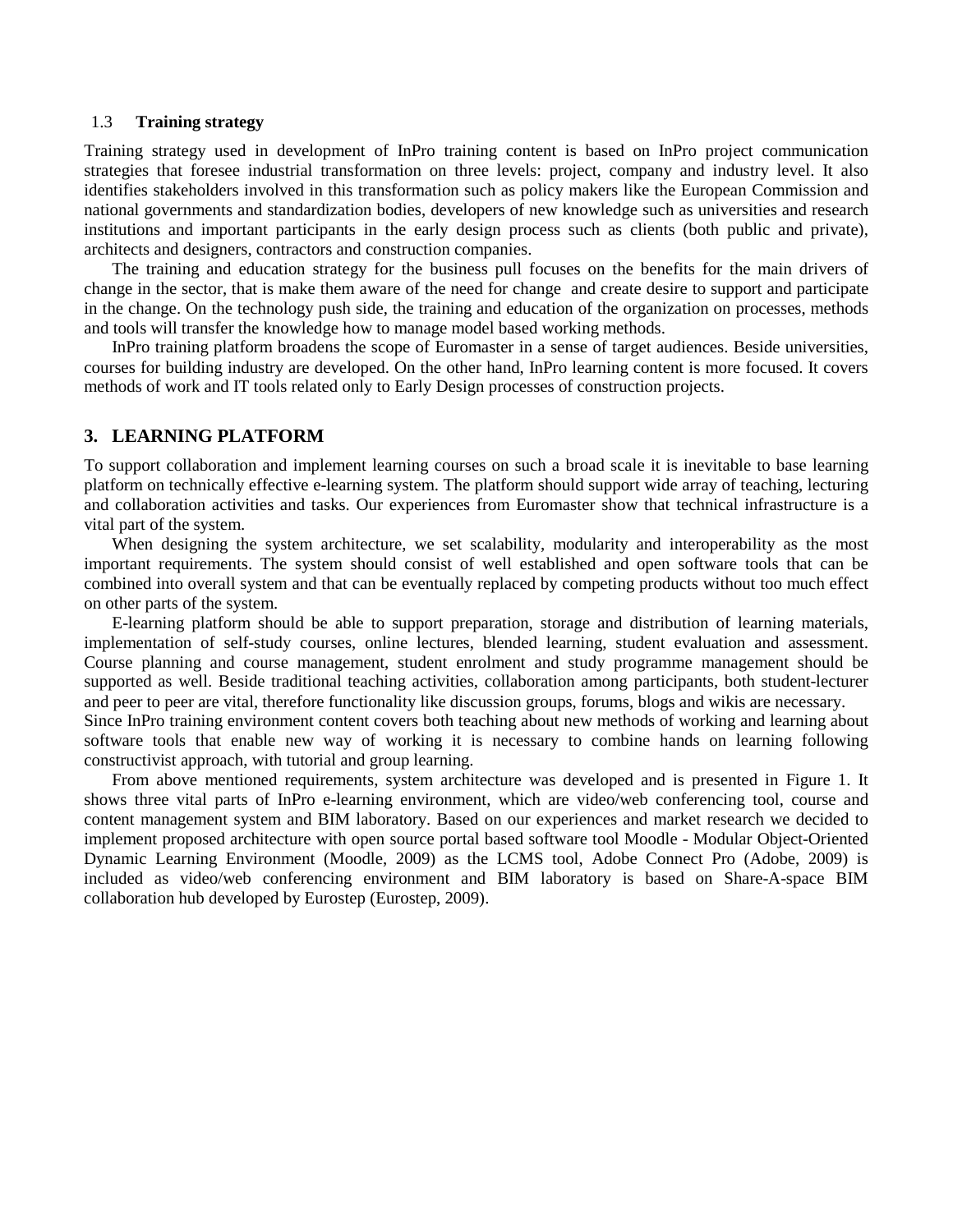### 1.3 Training strategy

Training strategy used in development of InPro training content is based on InPro project communication strategies that foresee industrial transformation on three levels: project, company and industry level. It also identifies stakeholders involved in this transformation such as policy makers like the European Commission and national governments and standardization bodies, developers of new knowledge such as universities and research institutions and important participants in the early design process such as clients (both public and private), architects and designers, contractors and construction companies.

The training and education strategy for the business pull focuses on the benefits for the main drivers of change in the sector, that is make them aware of the need for change and create desire to support and participate in the change. On the technology push side, the training and education of the organization on processes, methods and tools will transfer the knowledge how to manage model based working methods.

InPro training platform broadens the scope of Euromaster in a sense of target audiences. Beside universities, courses for building industry are developed. On the other hand, InPro learning content is more focused. It covers methods of work and IT tools related only to Early Design processes of construction projects.

## 3. LEARNING PLATFORM

To support collaboration and implement learning courses on such a broad scale it is inevitable to base learning platform on technically effective e-learning system. The platform should support wide array of teaching, lecturing and collaboration activities and tasks. Our experiences from Euromaster show that technical infrastructure is a vital part of the system.

When designing the system architecture, we set scalability, modularity and interoperability as the most important requirements. The system should consist of well established and open software tools that can be combined into overall system and that can be eventually replaced by competing products without too much effect on other parts of the system.

E-learning platform should be able to support preparation, storage and distribution of learning materials, implementation of self-study courses, online lectures, blended learning, student evaluation and assessment. Course planning and course management, student enrolment and study programme management should be supported as well. Beside traditional teaching activities, collaboration among participants, both student-lecturer and peer to peer are vital, therefore functionality like discussion groups, forums, blogs and wikis are necessary.

Since InPro training environment content covers both teaching about new methods of working and learning about software tools that enable new way of working it is necessary to combine hands on learning following constructivist approach, with tutorial and group learning.

From above mentioned requirements, system architecture was developed and is presented in Figure 1. It shows three vital parts of InPro e-learning environment, which are video/web conferencing tool, course and content management system and BIM laboratory. Based on our experiences and market research we decided to implement proposed architecture with open source portal based software tool Moodle - Modular Object-Oriented Dynamic Learning Environment (Moodle, 2009) as the LCMS tool, Adobe Connect Pro (Adobe, 2009) is included as video/web conferencing environment and BIM laboratory is based on Share-A-space BIM collaboration hub developed by Eurostep (Eurostep, 2009).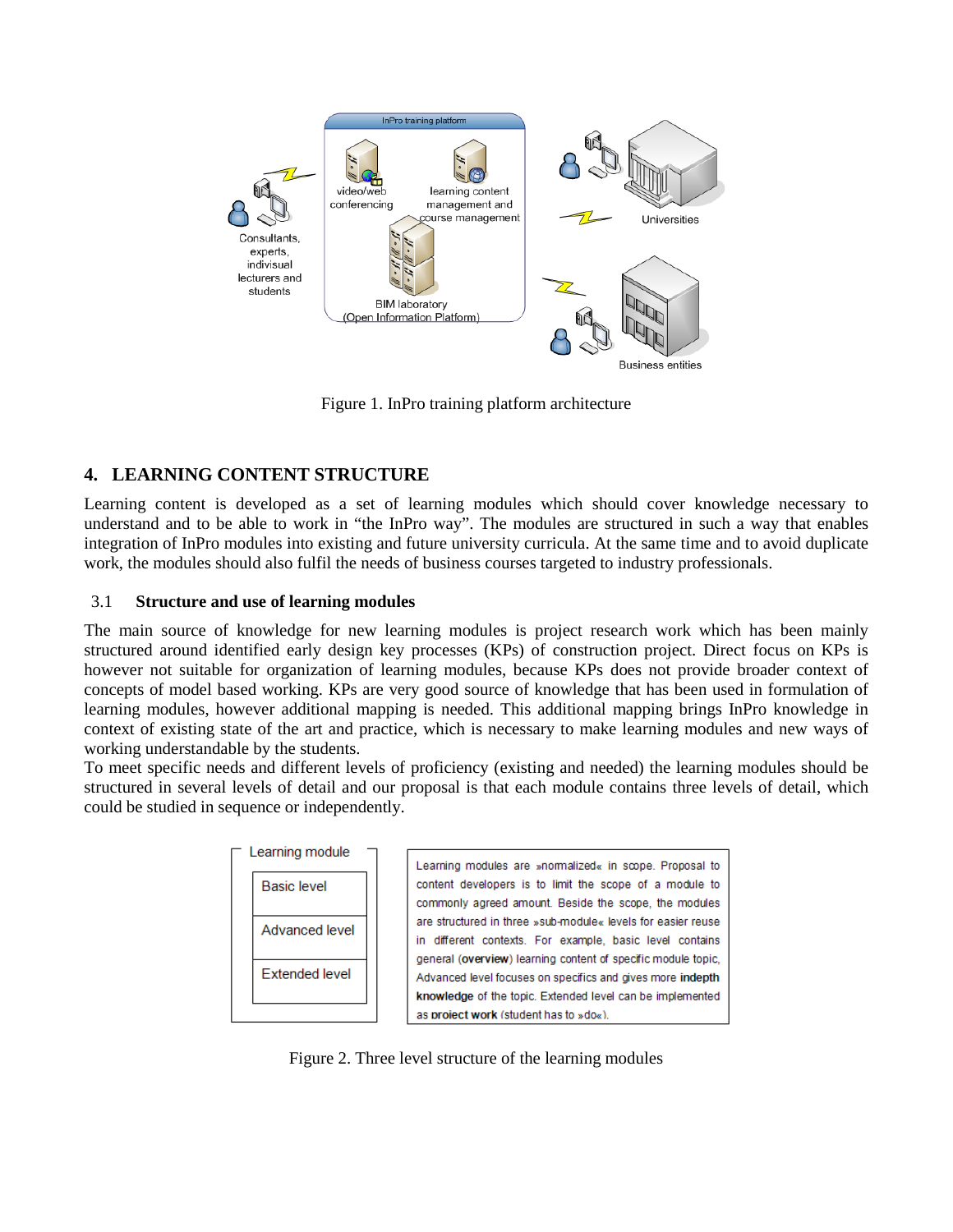Figure 1. InPro training platform architecture

## 4. LEARNING CONTENT STRUCTURE

Learning content is developed as a set of learning modules which should cover knowledge necessary to understand and to be able to work in "the InPro way". The modules are structured in such a way that enables integration of InPro modules into existing and future university curricula. At the same time and to avoid duplicate work, the modules should also fulfil the needs of business courses targeted to industry professionals.

### 3.1 Structure and use of learning modules

The main source of knowledge for new learning modules is project research work which has been mainly structured around identified early design key processes (KPs) of construction project. Direct focus on KPs is however not suitable for organization of learning modules, because KPs does not provide broader context of concepts of model based working. KPs are very good source of knowledge that has been used in formulation of learning modules, however additional mapping is needed. This additional mapping brings InPro knowledge in context of existing state of the art and practice, which is necessary to make learning modules and new ways of working understandable by the students.

To meet specific needs and different levels of proficiency (existing and needed) the learning modules should be structured in several levels of detail and our proposal is that each module contains three levels of detail, which could be studied in sequence or independently.

Figure 2. Three level structure of the learning modules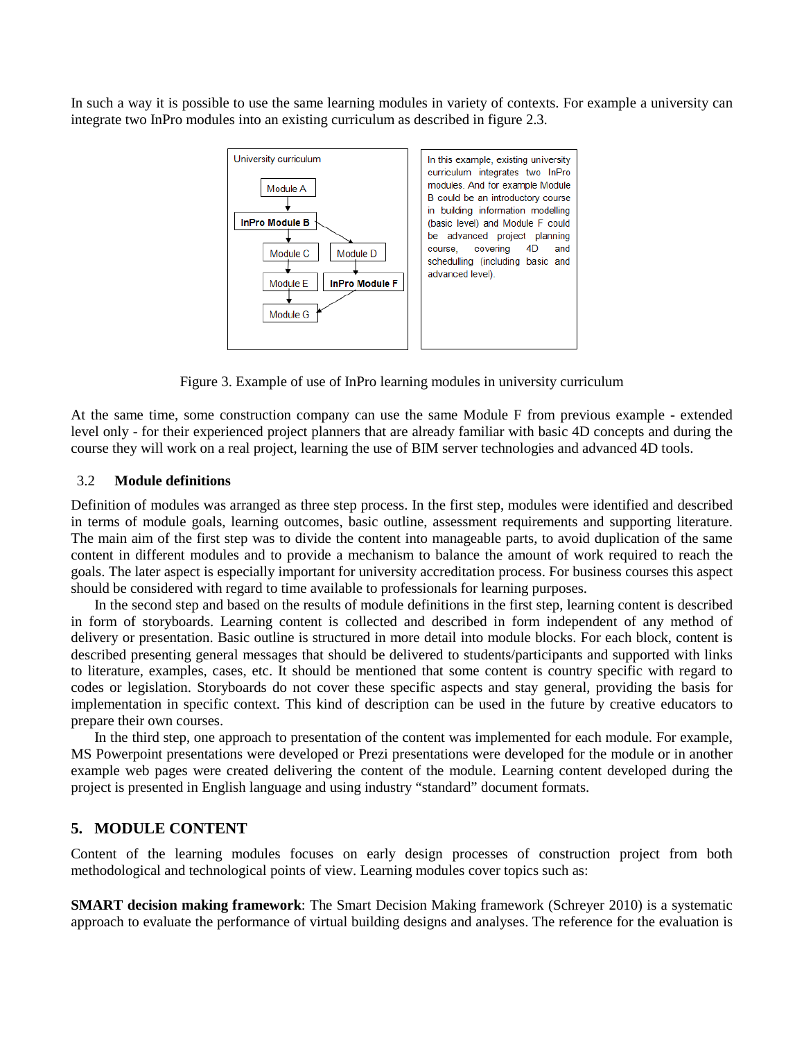In such a way it is possible to use the same learning modules in variety of contexts. For example a university can integrate two InPro modules into an existing curriculum as described in figure 2.3.

In this example, existing university curriculum integrates two InPro modules. And for example Module B could be an introductory course in building information modelling (basic level) and Module F could be advanced project planning course, covering 4D and schedulling (including basic and advanced level).

Figure 3. Example of use of InPro learning modules in university curriculum

At the same time, some construction company can use the same Module F from previous example - extended level only - for their experienced project planners that are already familiar with basic 4D concepts and during the course they will work on a real project, learning the use of BIM server technologies and advanced 4D tools.

### 3.2 Module definitions

Definition of modules was arranged as three step process. In the first step, modules were identified and described in terms of module goals, learning outcomes, basic outline, assessment requirements and supporting literature. The main aim of the first step was to divide the content into manageable parts, to avoid duplication of the same content in different modules and to provide a mechanism to balance the amount of work required to reach the goals. The later aspect is especially important for university accreditation process. For business courses this aspect should be considered with regard to time available to professionals for learning purposes.

In the second step and based on the results of module definitions in the first step, learning content is described in form of storyboards. Learning content is collected and described in form independent of any method of delivery or presentation. Basic outline is structured in more detail into module blocks. For each block, content is described presenting general messages that should be delivered to students/participants and supported with links to literature, examples, cases, etc. It should be mentioned that some content is country specific with regard to codes or legislation. Storyboards do not cover these specific aspects and stay general, providing the basis for implementation in specific context. This kind of description can be used in the future by creative educators to prepare their own courses.

In the third step, one approach to presentation of the content was implemented for each module. For example, MS Powerpoint presentations were developed or Prezi presentations were developed for the module or in another example web pages were created delivering the content of the module. Learning content developed during the project is presented in English language and using industry "standard" document formats.

## 5. MODULE CONTENT

Content of the learning modules focuses on early design processes of construction project from both methodological and technological points of view. Learning modules cover topics such as:

**SMART decision making framework**: The Smart Decision Making framework (Schreyer 2010) is a systematic approach to evaluate the performance of virtual building designs and analyses. The reference for the evaluation is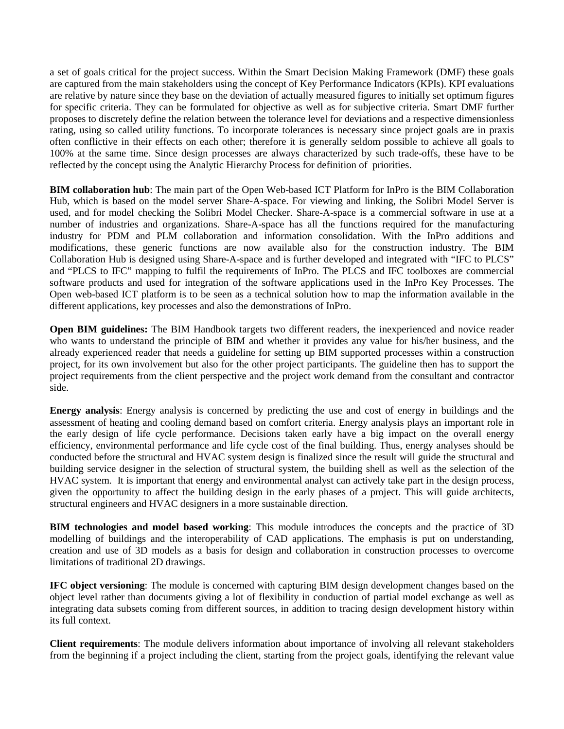a set of goals critical for the project success. Within the Smart Decision Making Framework (DMF) these goals are captured from the main stakeholders using the concept of Key Performance Indicators (KPIs). KPI evaluations are relative by nature since they base on the deviation of actually measured figures to initially set optimum figures for specific criteria. They can be formulated for objective as well as for subjective criteria. Smart DMF further proposes to discretely define the relation between the tolerance level for deviations and a respective dimensionless rating, using so called utility functions. To incorporate tolerances is necessary since project goals are in praxis often conflictive in their effects on each other; therefore it is generally seldom possible to achieve all goals to 100% at the same time. Since design processes are always characterized by such trade-offs, these have to be reflected by the concept using the Analytic Hierarchy Process for definition of priorities.

**BIM collaboration hub**: The main part of the Open Web-based ICT Platform for InPro is the BIM Collaboration Hub, which is based on the model server Share-A-space. For viewing and linking, the Solibri Model Server is used, and for model checking the Solibri Model Checker. Share-A-space is a commercial software in use at a number of industries and organizations. Share-A-space has all the functions required for the manufacturing industry for PDM and PLM collaboration and information consolidation. With the InPro additions and modifications, these generic functions are now available also for the construction industry. The BIM Collaboration Hub is designed using Share-A-space and is further developed and integrated with "IFC to PLCS" and "PLCS to IFC" mapping to fulfil the requirements of InPro. The PLCS and IFC toolboxes are commercial software products and used for integration of the software applications used in the InPro Key Processes. The Open web-based ICT platform is to be seen as a technical solution how to map the information available in the different applications, key processes and also the demonstrations of InPro.

**Open BIM guidelines:** The BIM Handbook targets two different readers, the inexperienced and novice reader who wants to understand the principle of BIM and whether it provides any value for his/her business, and the already experienced reader that needs a guideline for setting up BIM supported processes within a construction project, for its own involvement but also for the other project participants. The guideline then has to support the project requirements from the client perspective and the project work demand from the consultant and contractor side.

**Energy analysis**: Energy analysis is concerned by predicting the use and cost of energy in buildings and the assessment of heating and cooling demand based on comfort criteria. Energy analysis plays an important role in the early design of life cycle performance. Decisions taken early have a big impact on the overall energy efficiency, environmental performance and life cycle cost of the final building. Thus, energy analyses should be conducted before the structural and HVAC system design is finalized since the result will guide the structural and building service designer in the selection of structural system, the building shell as well as the selection of the HVAC system. It is important that energy and environmental analyst can actively take part in the design process, given the opportunity to affect the building design in the early phases of a project. This will guide architects, structural engineers and HVAC designers in a more sustainable direction.

**BIM technologies and model based working**: This module introduces the concepts and the practice of 3D modelling of buildings and the interoperability of CAD applications. The emphasis is put on understanding, creation and use of 3D models as a basis for design and collaboration in construction processes to overcome limitations of traditional 2D drawings.

**IFC object versioning**: The module is concerned with capturing BIM design development changes based on the object level rather than documents giving a lot of flexibility in conduction of partial model exchange as well as integrating data subsets coming from different sources, in addition to tracing design development history within its full context.

**Client requirements**: The module delivers information about importance of involving all relevant stakeholders from the beginning if a project including the client, starting from the project goals, identifying the relevant value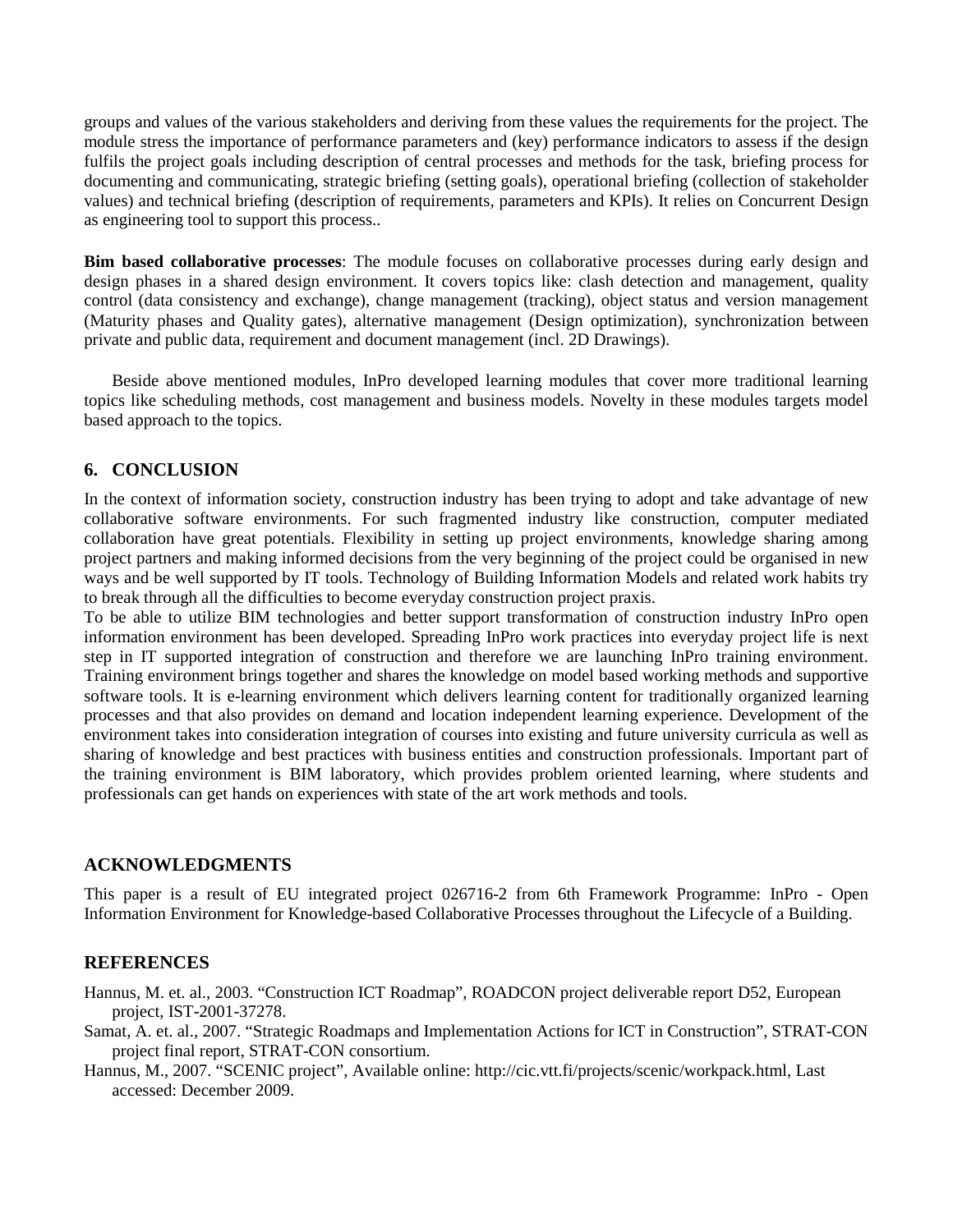groups and values of the various stakeholders and deriving from these values the requirements for the project. The module stress the importance of performance parameters and (key) performance indicators to assess if the design fulfils the project goals including description of central processes and methods for the task, briefing process for documenting and communicating, strategic briefing (setting goals), operational briefing (collection of stakeholder values) and technical briefing (description of requirements, parameters and KPIs). It relies on Concurrent Design as engineering tool to support this process..

**Bim based collaborative processes**: The module focuses on collaborative processes during early design and design phases in a shared design environment. It covers topics like: clash detection and management, quality control (data consistency and exchange), change management (tracking), object status and version management (Maturity phases and Quality gates), alternative management (Design optimization), synchronization between private and public data, requirement and document management (incl. 2D Drawings).

Beside above mentioned modules, InPro developed learning modules that cover more traditional learning topics like scheduling methods, cost management and business models. Novelty in these modules targets model based approach to the topics.

## 6. CONCLUSION

In the context of information society, construction industry has been trying to adopt and take advantage of new collaborative software environments. For such fragmented industry like construction, computer mediated collaboration have great potentials. Flexibility in setting up project environments, knowledge sharing among project partners and making informed decisions from the very beginning of the project could be organised in new ways and be well supported by IT tools. Technology of Building Information Models and related work habits try to break through all the difficulties to become everyday construction project praxis.

To be able to utilize BIM technologies and better support transformation of construction industry InPro open information environment has been developed. Spreading InPro work practices into everyday project life is next step in IT supported integration of construction and therefore we are launching InPro training environment. Training environment brings together and shares the knowledge on model based working methods and supportive software tools. It is e-learning environment which delivers learning content for traditionally organized learning processes and that also provides on demand and location independent learning experience. Development of the environment takes into consideration integration of courses into existing and future university curricula as well as sharing of knowledge and best practices with business entities and construction professionals. Important part of the training environment is BIM laboratory, which provides problem oriented learning, where students and professionals can get hands on experiences with state of the art work methods and tools.

## ACKNOWLEDGMENTS

This paper is a result of EU integrated project 026716-2 from 6th Framework Programme: InPro - Open Information Environment for Knowledge-based Collaborative Processes throughout the Lifecycle of a Building.

## REFERENCES

Hannus, M. et. al., 2003. "Construction ICT Roadmap", ROADCON project deliverable report D52, European project, IST-2001-37278.

Samat, A. et. al., 2007. "Strategic Roadmaps and Implementation Actions for ICT in Construction", STRAT-CON project final report, STRAT-CON consortium.

Hannus, M., 2007. "SCENIC project", Available online: http://cic.vtt.fi/projects/scenic/workpack.html, Last accessed: December 2009.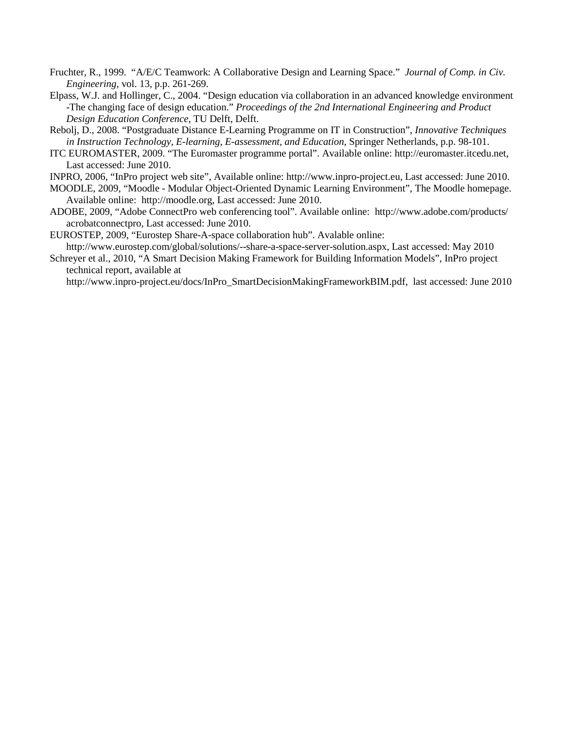Fruchter, R., 1999. “A/E/C Teamwork: A Collaborative Design and Learning Space.” *Journal of Comp. in Civ. Engineering*, vol. 13, p.p. 261-269.

Elpass, W.J. and Hollinger, C., 2004. “Design education via collaboration in an advanced knowledge environment -The changing face of design education.” *Proceedings of the 2nd International Engineering and Product Design Education Conference*, TU Delft, Delft.

Rebolj, D., 2008. “Postgraduate Distance E-Learning Programme on IT in Construction”, *Innovative Techniques in Instruction Technology, E-learning, E-assessment, and Education*, Springer Netherlands, p.p. 98-101.

ITC EUROMASTER, 2009. “The Euromaster programme portal”. Available online: http://euromaster.itcedu.net, Last accessed: June 2010.

INPRO, 2006, “InPro project web site”, Available online: http://www.inpro-project.eu, Last accessed: June 2010.

MOODLE, 2009, “Moodle - Modular Object-Oriented Dynamic Learning Environment”, The Moodle homepage. Available online: http://moodle.org, Last accessed: June 2010.

ADOBE, 2009, “Adobe ConnectPro web conferencing tool”. Available online: http://www.adobe.com/products/acrobatconnectpro, Last accessed: June 2010.

EUROSTEP, 2009, “Eurostep Share-A-space collaboration hub”. Avalable online: http://www.eurostep.com/global/solutions/--share-a-space-server-solution.aspx, Last accessed: May 2010

Schreyer et al., 2010, “A Smart Decision Making Framework for Building Information Models”, InPro project technical report, available at http://www.inpro-project.eu/docs/InPro_SmartDecisionMakingFrameworkBIM.pdf, last accessed: June 2010